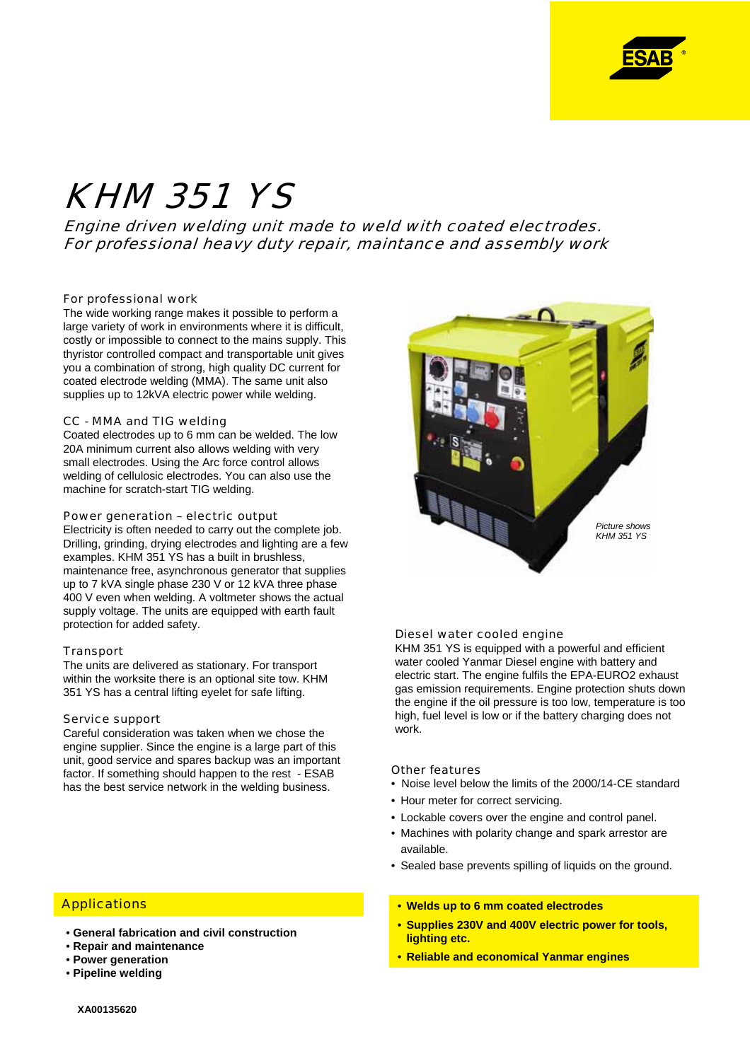# KHM 351 YS

*Engine driven welding unit made to weld with coated electrodes.*
*For professional heavy duty repair, maintance and assembly work*

### For professional work

The wide working range makes it possible to perform a large variety of work in environments where it is difficult, costly or impossible to connect to the mains supply. This thyristor controlled compact and transportable unit gives you a combination of strong, high quality DC current for coated electrode welding (MMA). The same unit also supplies up to 12kVA electric power while welding.

### CC - MMA and TIG welding

Coated electrodes up to 6 mm can be welded. The low 20A minimum current also allows welding with very small electrodes. Using the Arc force control allows welding of cellulosic electrodes. You can also use the machine for scratch-start TIG welding.

### Power generation – electric output

Electricity is often needed to carry out the complete job. Drilling, grinding, drying electrodes and lighting are a few examples. KHM 351 YS has a built in brushless, maintenance free, asynchronous generator that supplies up to 7 kVA single phase 230 V or 12 kVA three phase 400 V even when welding. A voltmeter shows the actual supply voltage. The units are equipped with earth fault protection for added safety.

### Transport

The units are delivered as stationary. For transport within the worksite there is an optional site tow. KHM 351 YS has a central lifting eyelet for safe lifting.

### Service support

Careful consideration was taken when we chose the engine supplier. Since the engine is a large part of this unit, good service and spares backup was an important factor. If something should happen to the rest - ESAB has the best service network in the welding business.

*Picture shows KHM 351 YS*

### Diesel water cooled engine

KHM 351 YS is equipped with a powerful and efficient water cooled Yanmar Diesel engine with battery and electric start. The engine fulfils the EPA-EURO2 exhaust gas emission requirements. Engine protection shuts down the engine if the oil pressure is too low, temperature is too high, fuel level is low or if the battery charging does not work.

### Other features

- Noise level below the limits of the 2000/14-CE standard
- Hour meter for correct servicing.
- Lockable covers over the engine and control panel.
- Machines with polarity change and spark arrestor are available.
- Sealed base prevents spilling of liquids on the ground.

## Applications

- **General fabrication and civil construction**
- **Repair and maintenance**
- **Power generation**
- **Pipeline welding**

- **Welds up to 6 mm coated electrodes**
- **Supplies 230V and 400V electric power for tools, lighting etc.**
- **Reliable and economical Yanmar engines**

**XA00135620**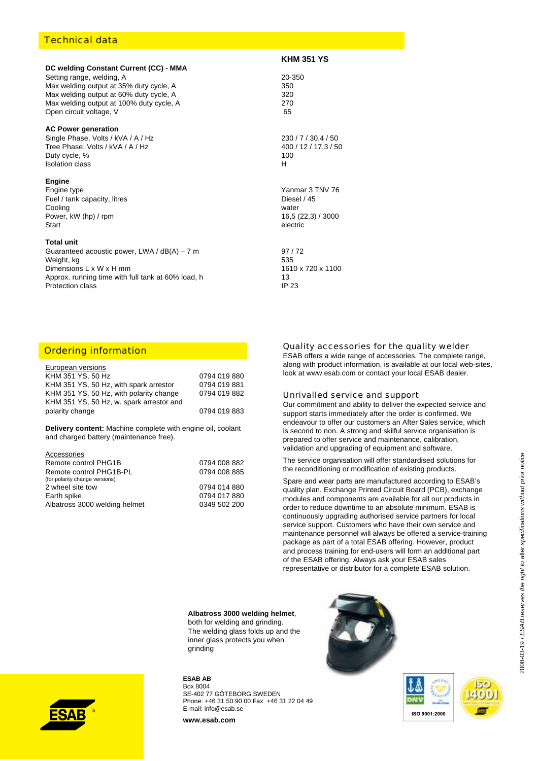## Technical data

| | KHM 351 YS |
|---|---|
| **DC welding Constant Current (CC) - MMA** | |
| Setting range, welding, A | 20-350 |
| Max welding output at 35% duty cycle, A | 350 |
| Max welding output at 60% duty cycle, A | 320 |
| Max welding output at 100% duty cycle, A | 270 |
| Open circuit voltage, V | 65 |
| **AC Power generation** | |
| Single Phase, Volts / kVA / A / Hz | 230 / 7 / 30,4 / 50 |
| Tree Phase, Volts / kVA / A / Hz | 400 / 12 / 17,3 / 50 |
| Duty cycle, % | 100 |
| Isolation class | H |
| **Engine** | |
| Engine type | Yanmar 3 TNV 76 |
| Fuel / tank capacity, litres | Diesel / 45 |
| Cooling | water |
| Power, kW (hp) / rpm | 16,5 (22,3) / 3000 |
| Start | electric |
| **Total unit** | |
| Guaranteed acoustic power, LWA / dB(A) – 7 m | 97 / 72 |
| Weight, kg | 535 |
| Dimensions L x W x H mm | 1610 x 720 x 1100 |
| Approx. running time with full tank at 60% load, h | 13 |
| Protection class | IP 23 |

## Ordering information

| European versions | |
|---|---|
| KHM 351 YS, 50 Hz | 0794 019 880 |
| KHM 351 YS, 50 Hz, with spark arrestor | 0794 019 881 |
| KHM 351 YS, 50 Hz, with polarity change | 0794 019 882 |
| KHM 351 YS, 50 Hz, w. spark arrestor and polarity change | 0794 019 883 |

**Delivery content:** Machine complete with engine oil, coolant and charged battery (maintenance free).

| Accessories | |
|---|---|
| Remote control PHG1B | 0794 008 882 |
| Remote control PHG1B-PL (for polarity change versions) | 0794 008 885 |
| 2 wheel site tow | 0794 014 880 |
| Earth spike | 0794 017 880 |
| Albatross 3000 welding helmet | 0349 502 200 |

### Quality accessories for the quality welder

ESAB offers a wide range of accessories. The complete range, along with product information, is available at our local web-sites, look at www.esab.com or contact your local ESAB dealer.

### Unrivalled service and support

Our commitment and ability to deliver the expected service and support starts immediately after the order is confirmed. We endeavour to offer our customers an After Sales service, which is second to non. A strong and skilful service organisation is prepared to offer service and maintenance, calibration, validation and upgrading of equipment and software.

The service organisation will offer standardised solutions for the reconditioning or modification of existing products.

Spare and wear parts are manufactured according to ESAB's quality plan. Exchange Printed Circuit Board (PCB), exchange modules and components are available for all our products in order to reduce downtime to an absolute minimum. ESAB is continuously upgrading authorised service partners for local service support. Customers who have their own service and maintenance personnel will always be offered a service-training package as part of a total ESAB offering. However, product and process training for end-users will form an additional part of the ESAB offering. Always ask your ESAB sales representative or distributor for a complete ESAB solution.

**Albatross 3000 welding helmet**, both for welding and grinding. The welding glass folds up and the inner glass protects you when grinding

**ESAB AB**
Box 8004
SE-402 77 GÖTEBORG SWEDEN
Phone: +46 31 50 90 00 Fax +46 31 22 04 49
E-mail: info@esab.se

**www.esab.com**

ISO 9001:2000

2008-03-19 / *ESAB reserves the right to alter specifications without prior notice*